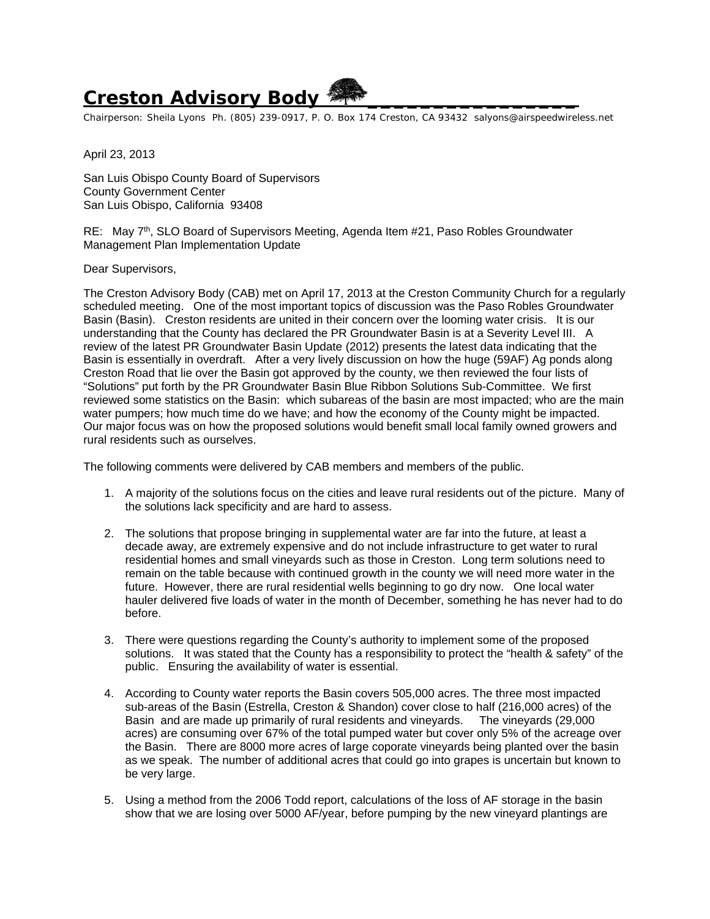# Creston Advisory Body

Chairperson: Sheila Lyons Ph. (805) 239-0917, P. O. Box 174 Creston, CA 93432 salyons@airspeedwireless.net

April 23, 2013

San Luis Obispo County Board of Supervisors
County Government Center
San Luis Obispo, California 93408

RE: May 7th, SLO Board of Supervisors Meeting, Agenda Item #21, Paso Robles Groundwater Management Plan Implementation Update

Dear Supervisors,

The Creston Advisory Body (CAB) met on April 17, 2013 at the Creston Community Church for a regularly scheduled meeting. One of the most important topics of discussion was the Paso Robles Groundwater Basin (Basin). Creston residents are united in their concern over the looming water crisis. It is our understanding that the County has declared the PR Groundwater Basin is at a Severity Level III. A review of the latest PR Groundwater Basin Update (2012) presents the latest data indicating that the Basin is essentially in overdraft. After a very lively discussion on how the huge (59AF) Ag ponds along Creston Road that lie over the Basin got approved by the county, we then reviewed the four lists of "Solutions" put forth by the PR Groundwater Basin Blue Ribbon Solutions Sub-Committee. We first reviewed some statistics on the Basin: which subareas of the basin are most impacted; who are the main water pumpers; how much time do we have; and how the economy of the County might be impacted. Our major focus was on how the proposed solutions would benefit small local family owned growers and rural residents such as ourselves.

The following comments were delivered by CAB members and members of the public.

1. A majority of the solutions focus on the cities and leave rural residents out of the picture. Many of the solutions lack specificity and are hard to assess.

2. The solutions that propose bringing in supplemental water are far into the future, at least a decade away, are extremely expensive and do not include infrastructure to get water to rural residential homes and small vineyards such as those in Creston. Long term solutions need to remain on the table because with continued growth in the county we will need more water in the future. However, there are rural residential wells beginning to go dry now. One local water hauler delivered five loads of water in the month of December, something he has never had to do before.

3. There were questions regarding the County's authority to implement some of the proposed solutions. It was stated that the County has a responsibility to protect the "health & safety" of the public. Ensuring the availability of water is essential.

4. According to County water reports the Basin covers 505,000 acres. The three most impacted sub-areas of the Basin (Estrella, Creston & Shandon) cover close to half (216,000 acres) of the Basin and are made up primarily of rural residents and vineyards. The vineyards (29,000 acres) are consuming over 67% of the total pumped water but cover only 5% of the acreage over the Basin. There are 8000 more acres of large coporate vineyards being planted over the basin as we speak. The number of additional acres that could go into grapes is uncertain but known to be very large.

5. Using a method from the 2006 Todd report, calculations of the loss of AF storage in the basin show that we are losing over 5000 AF/year, before pumping by the new vineyard plantings are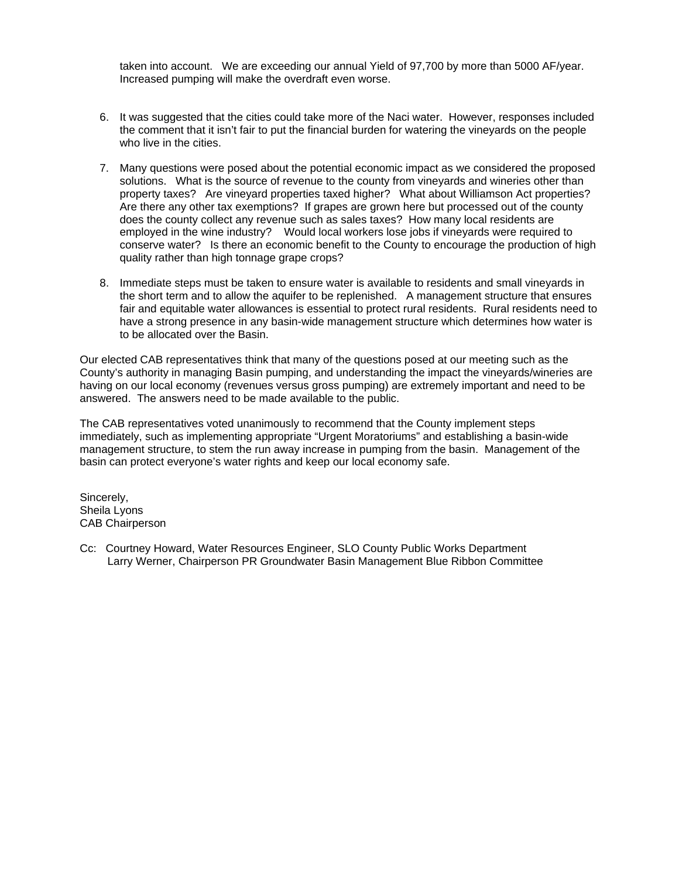taken into account. We are exceeding our annual Yield of 97,700 by more than 5000 AF/year. Increased pumping will make the overdraft even worse.

6. It was suggested that the cities could take more of the Naci water. However, responses included the comment that it isn't fair to put the financial burden for watering the vineyards on the people who live in the cities.

7. Many questions were posed about the potential economic impact as we considered the proposed solutions. What is the source of revenue to the county from vineyards and wineries other than property taxes? Are vineyard properties taxed higher? What about Williamson Act properties? Are there any other tax exemptions? If grapes are grown here but processed out of the county does the county collect any revenue such as sales taxes? How many local residents are employed in the wine industry? Would local workers lose jobs if vineyards were required to conserve water? Is there an economic benefit to the County to encourage the production of high quality rather than high tonnage grape crops?

8. Immediate steps must be taken to ensure water is available to residents and small vineyards in the short term and to allow the aquifer to be replenished. A management structure that ensures fair and equitable water allowances is essential to protect rural residents. Rural residents need to have a strong presence in any basin-wide management structure which determines how water is to be allocated over the Basin.

Our elected CAB representatives think that many of the questions posed at our meeting such as the County's authority in managing Basin pumping, and understanding the impact the vineyards/wineries are having on our local economy (revenues versus gross pumping) are extremely important and need to be answered. The answers need to be made available to the public.

The CAB representatives voted unanimously to recommend that the County implement steps immediately, such as implementing appropriate "Urgent Moratoriums" and establishing a basin-wide management structure, to stem the run away increase in pumping from the basin. Management of the basin can protect everyone's water rights and keep our local economy safe.

Sincerely,
Sheila Lyons
CAB Chairperson

Cc: Courtney Howard, Water Resources Engineer, SLO County Public Works Department
Larry Werner, Chairperson PR Groundwater Basin Management Blue Ribbon Committee